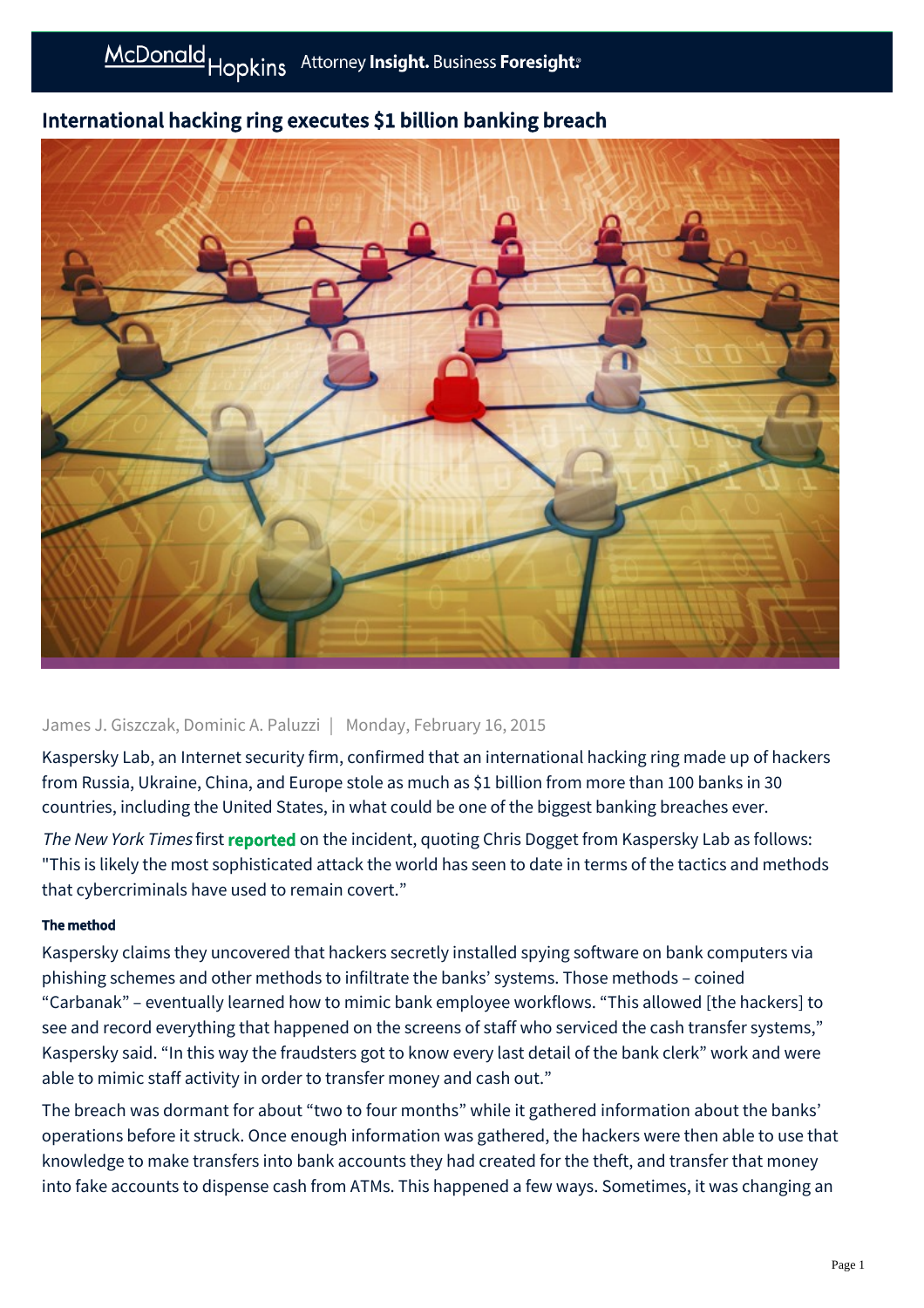# International hacking ring executes $1 billion banking breach

James J. Giszczak, Dominic A. Paluzzi | Monday, February 16, 2015

Kaspersky Lab, an Internet security firm, confirmed that an international hacking ring made up of hackers from Russia, Ukraine, China, and Europe stole as much as $1 billion from more than 100 banks in 30 countries, including the United States, in what could be one of the biggest banking breaches ever.

*The New York Times* first **reported** on the incident, quoting Chris Dogget from Kaspersky Lab as follows: "This is likely the most sophisticated attack the world has seen to date in terms of the tactics and methods that cybercriminals have used to remain covert."

**The method**

Kaspersky claims they uncovered that hackers secretly installed spying software on bank computers via phishing schemes and other methods to infiltrate the banks' systems. Those methods – coined "Carbanak" – eventually learned how to mimic bank employee workflows. "This allowed [the hackers] to see and record everything that happened on the screens of staff who serviced the cash transfer systems," Kaspersky said. "In this way the fraudsters got to know every last detail of the bank clerk" work and were able to mimic staff activity in order to transfer money and cash out."

The breach was dormant for about "two to four months" while it gathered information about the banks' operations before it struck. Once enough information was gathered, the hackers were then able to use that knowledge to make transfers into bank accounts they had created for the theft, and transfer that money into fake accounts to dispense cash from ATMs. This happened a few ways. Sometimes, it was changing an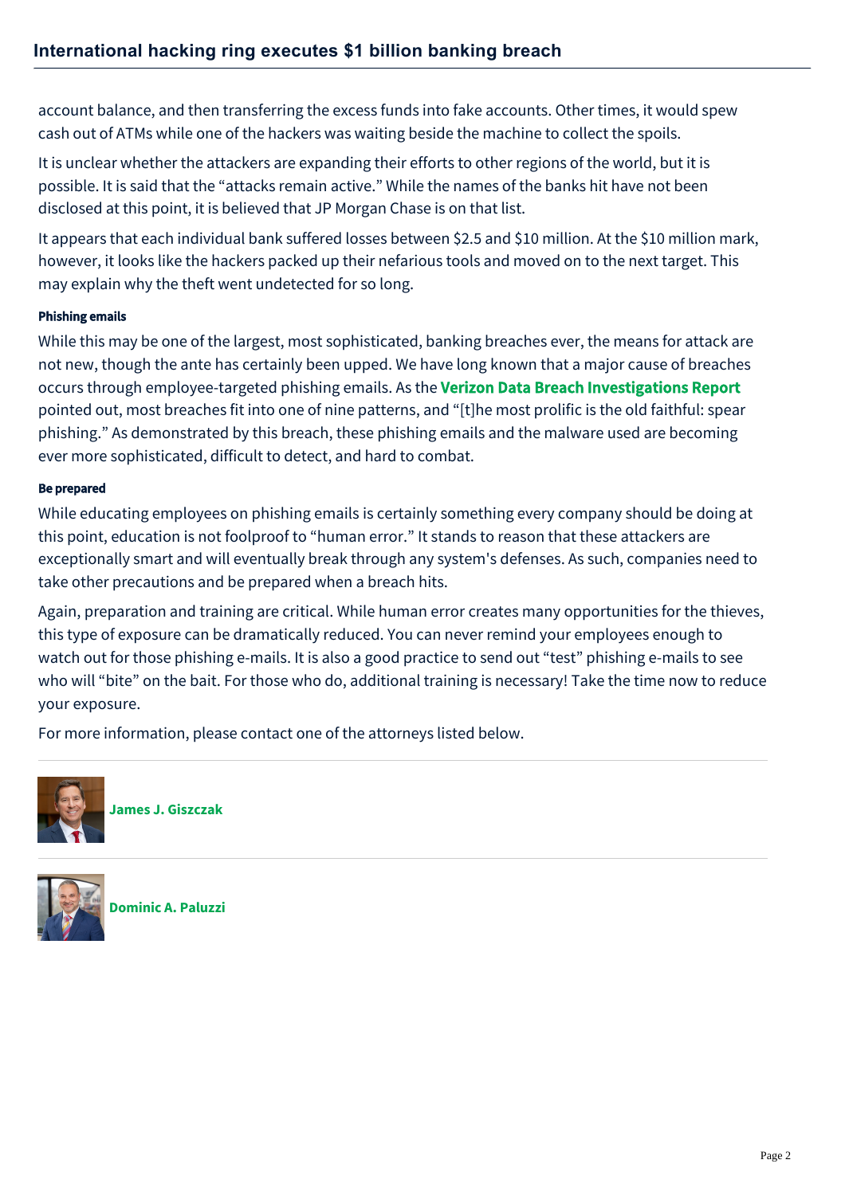account balance, and then transferring the excess funds into fake accounts. Other times, it would spew cash out of ATMs while one of the hackers was waiting beside the machine to collect the spoils.

It is unclear whether the attackers are expanding their efforts to other regions of the world, but it is possible. It is said that the "attacks remain active." While the names of the banks hit have not been disclosed at this point, it is believed that JP Morgan Chase is on that list.

It appears that each individual bank suffered losses between $2.5 and $10 million. At the $10 million mark, however, it looks like the hackers packed up their nefarious tools and moved on to the next target. This may explain why the theft went undetected for so long.

#### Phishing emails

While this may be one of the largest, most sophisticated, banking breaches ever, the means for attack are not new, though the ante has certainly been upped. We have long known that a major cause of breaches occurs through employee-targeted phishing emails. As the **Verizon Data Breach Investigations Report** pointed out, most breaches fit into one of nine patterns, and "[t]he most prolific is the old faithful: spear phishing." As demonstrated by this breach, these phishing emails and the malware used are becoming ever more sophisticated, difficult to detect, and hard to combat.

#### Be prepared

While educating employees on phishing emails is certainly something every company should be doing at this point, education is not foolproof to "human error." It stands to reason that these attackers are exceptionally smart and will eventually break through any system's defenses. As such, companies need to take other precautions and be prepared when a breach hits.

Again, preparation and training are critical. While human error creates many opportunities for the thieves, this type of exposure can be dramatically reduced. You can never remind your employees enough to watch out for those phishing e-mails. It is also a good practice to send out "test" phishing e-mails to see who will "bite" on the bait. For those who do, additional training is necessary! Take the time now to reduce your exposure.

For more information, please contact one of the attorneys listed below.

---

**James J. Giszczak**

---

**Dominic A. Paluzzi**